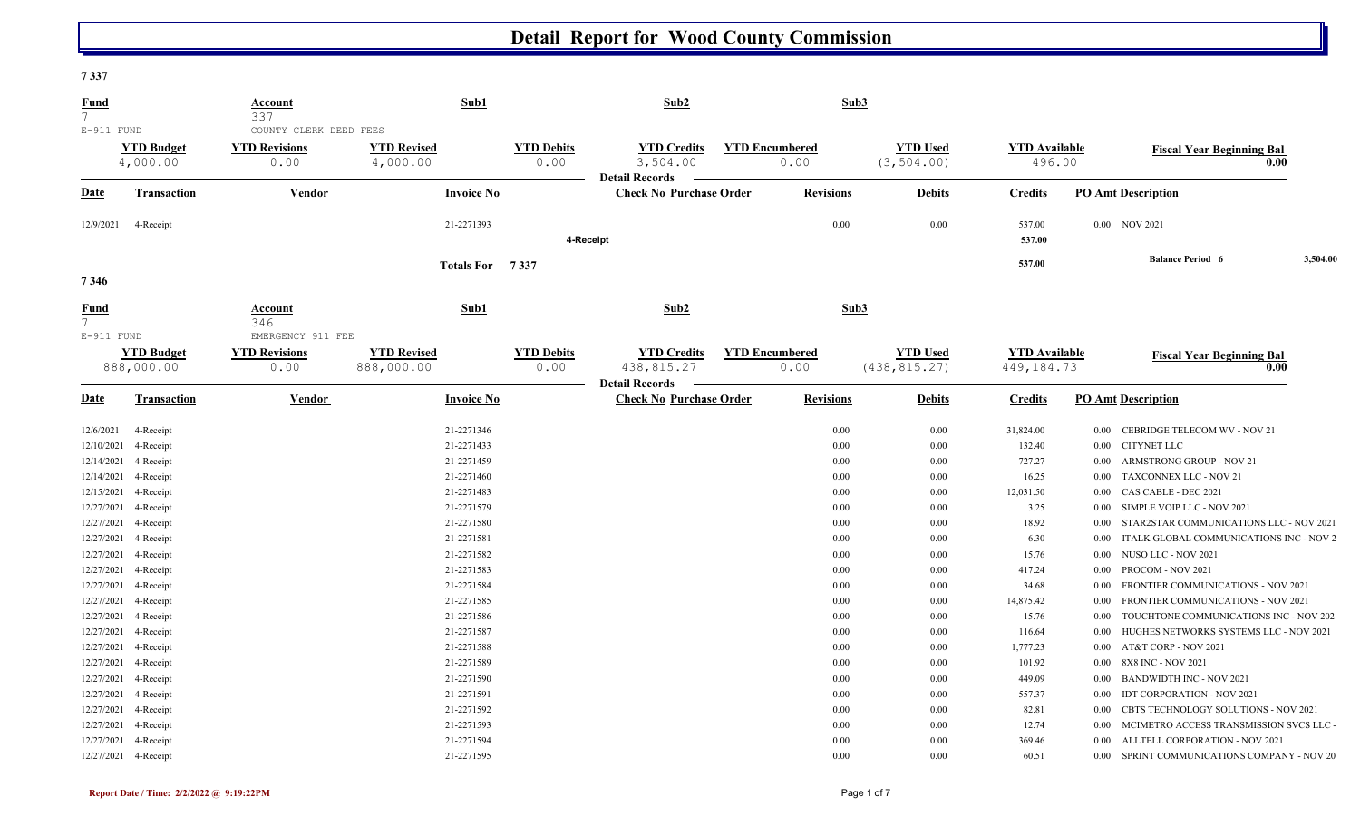# Detail Report for Wood County Commission

**7 337**

| Fund | Account | Sub1 | Sub2 | Sub3 |
|---|---|---|---|---|
| 7 | 337 | | | |
| E-911 FUND | COUNTY CLERK DEED FEES | | | |

| YTD Budget | YTD Revisions | YTD Revised | YTD Debits | YTD Credits | YTD Encumbered | YTD Used | YTD Available | Fiscal Year Beginning Bal |
|---|---|---|---|---|---|---|---|---|
| 4,000.00 | 0.00 | 4,000.00 | 0.00 | 3,504.00 | 0.00 | (3,504.00) | 496.00 | 0.00 |

**Detail Records**

| Date | Transaction | Vendor | Invoice No | Check No | Purchase Order | Revisions | Debits | Credits | PO Amt | Description |
|---|---|---|---|---|---|---|---|---|---|---|
| 12/9/2021 | 4-Receipt | | 21-2271393 | | | 0.00 | 0.00 | 537.00 | 0.00 | NOV 2021 |
| | | | | 4-Receipt | | | | 537.00 | | |
| | | | Totals For 7 337 | | | | | 537.00 | | Balance Period 6 3,504.00 |

**7 346**

| Fund | Account | Sub1 | Sub2 | Sub3 |
|---|---|---|---|---|
| 7 | 346 | | | |
| E-911 FUND | EMERGENCY 911 FEE | | | |

| YTD Budget | YTD Revisions | YTD Revised | YTD Debits | YTD Credits | YTD Encumbered | YTD Used | YTD Available | Fiscal Year Beginning Bal |
|---|---|---|---|---|---|---|---|---|
| 888,000.00 | 0.00 | 888,000.00 | 0.00 | 438,815.27 | 0.00 | (438,815.27) | 449,184.73 | 0.00 |

**Detail Records**

| Date | Transaction | Vendor | Invoice No | Check No | Purchase Order | Revisions | Debits | Credits | PO Amt | Description |
|---|---|---|---|---|---|---|---|---|---|---|
| 12/6/2021 | 4-Receipt | | 21-2271346 | | | 0.00 | 0.00 | 31,824.00 | 0.00 | CEBRIDGE TELECOM WV - NOV 21 |
| 12/10/2021 | 4-Receipt | | 21-2271433 | | | 0.00 | 0.00 | 132.40 | 0.00 | CITYNET LLC |
| 12/14/2021 | 4-Receipt | | 21-2271459 | | | 0.00 | 0.00 | 727.27 | 0.00 | ARMSTRONG GROUP - NOV 21 |
| 12/14/2021 | 4-Receipt | | 21-2271460 | | | 0.00 | 0.00 | 16.25 | 0.00 | TAXCONNEX LLC - NOV 21 |
| 12/15/2021 | 4-Receipt | | 21-2271483 | | | 0.00 | 0.00 | 12,031.50 | 0.00 | CAS CABLE - DEC 2021 |
| 12/27/2021 | 4-Receipt | | 21-2271579 | | | 0.00 | 0.00 | 3.25 | 0.00 | SIMPLE VOIP LLC - NOV 2021 |
| 12/27/2021 | 4-Receipt | | 21-2271580 | | | 0.00 | 0.00 | 18.92 | 0.00 | STAR2STAR COMMUNICATIONS LLC - NOV 2021 |
| 12/27/2021 | 4-Receipt | | 21-2271581 | | | 0.00 | 0.00 | 6.30 | 0.00 | ITALK GLOBAL COMMUNICATIONS INC - NOV 2 |
| 12/27/2021 | 4-Receipt | | 21-2271582 | | | 0.00 | 0.00 | 15.76 | 0.00 | NUSO LLC - NOV 2021 |
| 12/27/2021 | 4-Receipt | | 21-2271583 | | | 0.00 | 0.00 | 417.24 | 0.00 | PROCOM - NOV 2021 |
| 12/27/2021 | 4-Receipt | | 21-2271584 | | | 0.00 | 0.00 | 34.68 | 0.00 | FRONTIER COMMUNICATIONS - NOV 2021 |
| 12/27/2021 | 4-Receipt | | 21-2271585 | | | 0.00 | 0.00 | 14,875.42 | 0.00 | FRONTIER COMMUNICATIONS - NOV 2021 |
| 12/27/2021 | 4-Receipt | | 21-2271586 | | | 0.00 | 0.00 | 15.76 | 0.00 | TOUCHTONE COMMUNICATIONS INC - NOV 202 |
| 12/27/2021 | 4-Receipt | | 21-2271587 | | | 0.00 | 0.00 | 116.64 | 0.00 | HUGHES NETWORKS SYSTEMS LLC - NOV 2021 |
| 12/27/2021 | 4-Receipt | | 21-2271588 | | | 0.00 | 0.00 | 1,777.23 | 0.00 | AT&T CORP - NOV 2021 |
| 12/27/2021 | 4-Receipt | | 21-2271589 | | | 0.00 | 0.00 | 101.92 | 0.00 | 8X8 INC - NOV 2021 |
| 12/27/2021 | 4-Receipt | | 21-2271590 | | | 0.00 | 0.00 | 449.09 | 0.00 | BANDWIDTH INC - NOV 2021 |
| 12/27/2021 | 4-Receipt | | 21-2271591 | | | 0.00 | 0.00 | 557.37 | 0.00 | IDT CORPORATION - NOV 2021 |
| 12/27/2021 | 4-Receipt | | 21-2271592 | | | 0.00 | 0.00 | 82.81 | 0.00 | CBTS TECHNOLOGY SOLUTIONS - NOV 2021 |
| 12/27/2021 | 4-Receipt | | 21-2271593 | | | 0.00 | 0.00 | 12.74 | 0.00 | MCIMETRO ACCESS TRANSMISSION SVCS LLC - |
| 12/27/2021 | 4-Receipt | | 21-2271594 | | | 0.00 | 0.00 | 369.46 | 0.00 | ALLTELL CORPORATION - NOV 2021 |
| 12/27/2021 | 4-Receipt | | 21-2271595 | | | 0.00 | 0.00 | 60.51 | 0.00 | SPRINT COMMUNICATIONS COMPANY - NOV 20 |

Report Date / Time: 2/2/2022 @ 9:19:22PM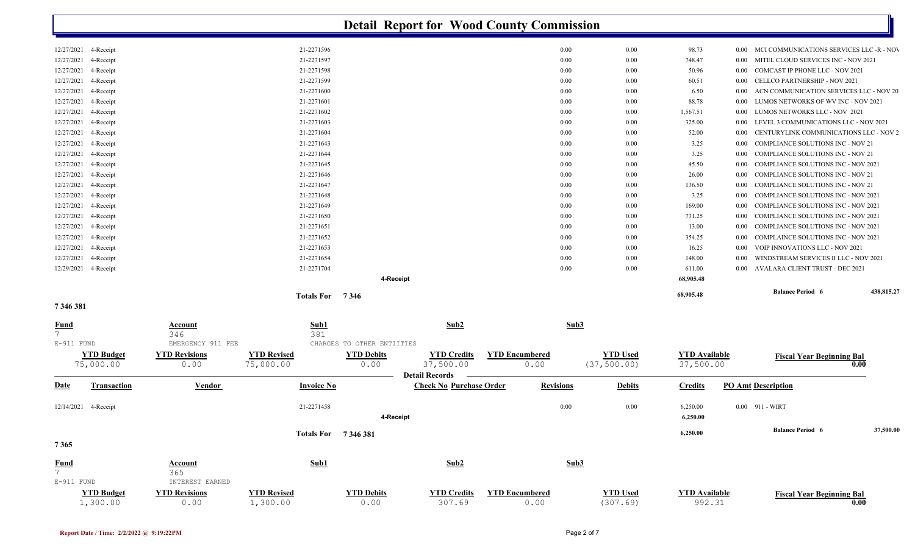# Detail Report for Wood County Commission

| Date | Transaction | Vendor | Invoice No | Check No Purchase Order | Revisions | Debits | Credits | PO Amt Description |
|---|---|---|---|---|---|---|---|---|
| 12/27/2021 | 4-Receipt | | 21-2271596 | | 0.00 | 0.00 | 98.73 | 0.00 MCI COMMUNICATIONS SERVICES LLC -R - NOV |
| 12/27/2021 | 4-Receipt | | 21-2271597 | | 0.00 | 0.00 | 748.47 | 0.00 MITEL CLOUD SERVICES INC - NOV 2021 |
| 12/27/2021 | 4-Receipt | | 21-2271598 | | 0.00 | 0.00 | 50.96 | 0.00 COMCAST IP PHONE LLC - NOV 2021 |
| 12/27/2021 | 4-Receipt | | 21-2271599 | | 0.00 | 0.00 | 60.51 | 0.00 CELLCO PARTNERSHIP - NOV 2021 |
| 12/27/2021 | 4-Receipt | | 21-2271600 | | 0.00 | 0.00 | 6.50 | 0.00 ACN COMMUNICATION SERVICES LLC - NOV 20 |
| 12/27/2021 | 4-Receipt | | 21-2271601 | | 0.00 | 0.00 | 88.78 | 0.00 LUMOS NETWORKS OF WV INC - NOV 2021 |
| 12/27/2021 | 4-Receipt | | 21-2271602 | | 0.00 | 0.00 | 1,567.51 | 0.00 LUMOS NETWORKS LLC - NOV 2021 |
| 12/27/2021 | 4-Receipt | | 21-2271603 | | 0.00 | 0.00 | 325.00 | 0.00 LEVEL 3 COMMUNICATIONS LLC - NOV 2021 |
| 12/27/2021 | 4-Receipt | | 21-2271604 | | 0.00 | 0.00 | 52.00 | 0.00 CENTURYLINK COMMUNICATIONS LLC - NOV 2 |
| 12/27/2021 | 4-Receipt | | 21-2271643 | | 0.00 | 0.00 | 3.25 | 0.00 COMPLIANCE SOLUTIONS INC - NOV 21 |
| 12/27/2021 | 4-Receipt | | 21-2271644 | | 0.00 | 0.00 | 3.25 | 0.00 COMPLIANCE SOLUTIONS INC - NOV 21 |
| 12/27/2021 | 4-Receipt | | 21-2271645 | | 0.00 | 0.00 | 45.50 | 0.00 COMPLIANCE SOLUTIONS INC - NOV 2021 |
| 12/27/2021 | 4-Receipt | | 21-2271646 | | 0.00 | 0.00 | 26.00 | 0.00 COMPLIANCE SOLUTIONS INC - NOV 21 |
| 12/27/2021 | 4-Receipt | | 21-2271647 | | 0.00 | 0.00 | 136.50 | 0.00 COMPLIANCE SOLUTIONS INC - NOV 21 |
| 12/27/2021 | 4-Receipt | | 21-2271648 | | 0.00 | 0.00 | 3.25 | 0.00 COMPLIANCE SOLUTIONS INC - NOV 2021 |
| 12/27/2021 | 4-Receipt | | 21-2271649 | | 0.00 | 0.00 | 169.00 | 0.00 COMPLIANCE SOLUTIONS INC - NOV 2021 |
| 12/27/2021 | 4-Receipt | | 21-2271650 | | 0.00 | 0.00 | 731.25 | 0.00 COMPLIANCE SOLUTIONS INC - NOV 2021 |
| 12/27/2021 | 4-Receipt | | 21-2271651 | | 0.00 | 0.00 | 13.00 | 0.00 COMPLIANCE SOLUTIONS INC - NOV 2021 |
| 12/27/2021 | 4-Receipt | | 21-2271652 | | 0.00 | 0.00 | 354.25 | 0.00 COMPLAINCE SOLUTIONS INC - NOV 2021 |
| 12/27/2021 | 4-Receipt | | 21-2271653 | | 0.00 | 0.00 | 16.25 | 0.00 VOIP INNOVATIONS LLC - NOV 2021 |
| 12/27/2021 | 4-Receipt | | 21-2271654 | | 0.00 | 0.00 | 148.00 | 0.00 WINDSTREAM SERVICES II LLC - NOV 2021 |
| 12/29/2021 | 4-Receipt | | 21-2271704 | | 0.00 | 0.00 | 611.00 | 0.00 AVALARA CLIENT TRUST - DEC 2021 |
| | | | | 4-Receipt | | | 68,905.48 | |
| | | | Totals For 7346 | | | | 68,905.48 | Balance Period 6 438,815.27 |

**7 346 381**

| Fund | Account | | Sub1 | Sub2 | | Sub3 | | |
|---|---|---|---|---|---|---|---|---|
| 7 | 346 | | 381 | | | | | |
| E-911 FUND | EMERGENCY 911 FEE | | CHARGES TO OTHER ENTIITIES | | | | | |
| **YTD Budget** | **YTD Revisions** | **YTD Revised** | **YTD Debits** | **YTD Credits** | **YTD Encumbered** | **YTD Used** | **YTD Available** | **Fiscal Year Beginning Bal** |
| 75,000.00 | 0.00 | 75,000.00 | 0.00 | 37,500.00 | 0.00 | (37,500.00) | 37,500.00 | 0.00 |

**Detail Records**

| Date | Transaction | Vendor | Invoice No | Check No Purchase Order | Revisions | Debits | Credits | PO Amt Description |
|---|---|---|---|---|---|---|---|---|
| 12/14/2021 | 4-Receipt | | 21-2271458 | | 0.00 | 0.00 | 6,250.00 | 0.00 911 - WIRT |
| | | | | 4-Receipt | | | 6,250.00 | |
| | | | Totals For 7 346 381 | | | | 6,250.00 | Balance Period 6 37,500.00 |

**7 365**

| Fund | Account | | Sub1 | Sub2 | | Sub3 | | |
|---|---|---|---|---|---|---|---|---|
| 7 | 365 | | | | | | | |
| E-911 FUND | INTEREST EARNED | | | | | | | |
| **YTD Budget** | **YTD Revisions** | **YTD Revised** | **YTD Debits** | **YTD Credits** | **YTD Encumbered** | **YTD Used** | **YTD Available** | **Fiscal Year Beginning Bal** |
| 1,300.00 | 0.00 | 1,300.00 | 0.00 | 307.69 | 0.00 | (307.69) | 992.31 | 0.00 |

Report Date / Time: 2/2/2022 @ 9:19:22PM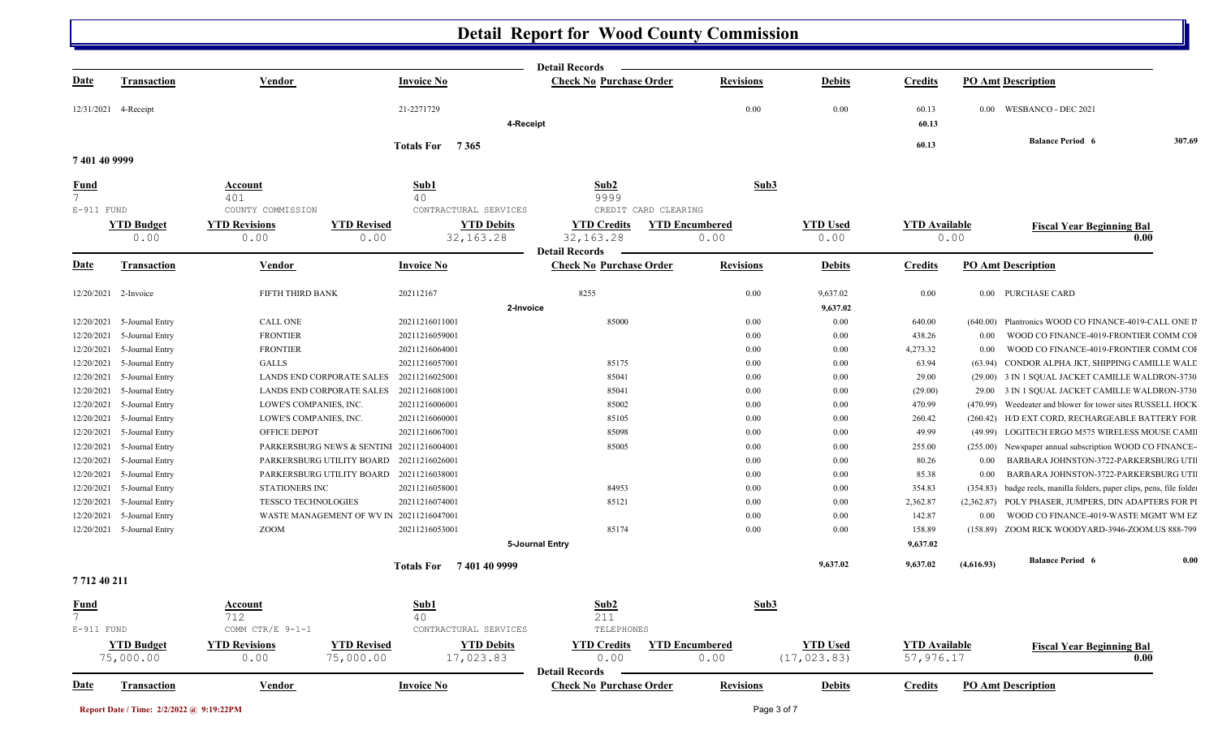# Detail Report for Wood County Commission

| Date | Transaction | Vendor | Invoice No | Check No | Purchase Order | Revisions | Debits | Credits | PO Amt | Description |
|---|---|---|---|---|---|---|---|---|---|---|
| 12/31/2021 | 4-Receipt | | 21-2271729 | | | 0.00 | 0.00 | 60.13 | 0.00 | WESBANCO - DEC 2021 |
| | | | | 4-Receipt | | | | 60.13 | | |
| | | | Totals For 7 365 | | | | | 60.13 | | Balance Period 6 307.69 |

## 7 401 40 9999

| Fund | Account | Sub1 | Sub2 | Sub3 |
|---|---|---|---|---|
| 7 | 401 | 40 | 9999 | |
| E-911 FUND | COUNTY COMMISSION | CONTRACTURAL SERVICES | CREDIT CARD CLEARING | |

| YTD Budget | YTD Revisions | YTD Revised | YTD Debits | YTD Credits | YTD Encumbered | YTD Used | YTD Available | Fiscal Year Beginning Bal |
|---|---|---|---|---|---|---|---|---|
| 0.00 | 0.00 | 0.00 | 32,163.28 | 32,163.28 | 0.00 | 0.00 | 0.00 | 0.00 |

| Date | Transaction | Vendor | Invoice No | Check No | Purchase Order | Revisions | Debits | Credits | PO Amt | Description |
|---|---|---|---|---|---|---|---|---|---|---|
| 12/20/2021 | 2-Invoice | FIFTH THIRD BANK | 202112167 | 8255 | | 0.00 | 9,637.02 | 0.00 | 0.00 | PURCHASE CARD |
| | | | | 2-Invoice | | | 9,637.02 | | | |
| 12/20/2021 | 5-Journal Entry | CALL ONE | 20211216011001 | | 85000 | 0.00 | 0.00 | 640.00 | (640.00) | Plantronics WOOD CO FINANCE-4019-CALL ONE IN |
| 12/20/2021 | 5-Journal Entry | FRONTIER | 20211216059001 | | | 0.00 | 0.00 | 438.26 | 0.00 | WOOD CO FINANCE-4019-FRONTIER COMM COF |
| 12/20/2021 | 5-Journal Entry | FRONTIER | 20211216064001 | | | 0.00 | 0.00 | 4,273.32 | 0.00 | WOOD CO FINANCE-4019-FRONTIER COMM COF |
| 12/20/2021 | 5-Journal Entry | GALLS | 20211216057001 | | 85175 | 0.00 | 0.00 | 63.94 | (63.94) | CONDOR ALPHA JKT, SHIPPING CAMILLE WALD |
| 12/20/2021 | 5-Journal Entry | LANDS END CORPORATE SALES | 20211216025001 | | 85041 | 0.00 | 0.00 | 29.00 | (29.00) | 3 IN 1 SQUAL JACKET CAMILLE WALDRON-3730 |
| 12/20/2021 | 5-Journal Entry | LANDS END CORPORATE SALES | 20211216081001 | | 85041 | 0.00 | 0.00 | (29.00) | 29.00 | 3 IN 1 SQUAL JACKET CAMILLE WALDRON-3730 |
| 12/20/2021 | 5-Journal Entry | LOWE'S COMPANIES, INC. | 20211216006001 | | 85002 | 0.00 | 0.00 | 470.99 | (470.99) | Weedeater and blower for tower sites RUSSELL HOCK |
| 12/20/2021 | 5-Journal Entry | LOWE'S COMPANIES, INC. | 20211216060001 | | 85105 | 0.00 | 0.00 | 260.42 | (260.42) | H/D EXT CORD, RECHARGEABLE BATTERY FOR |
| 12/20/2021 | 5-Journal Entry | OFFICE DEPOT | 20211216067001 | | 85098 | 0.00 | 0.00 | 49.99 | (49.99) | LOGITECH ERGO M575 WIRELESS MOUSE CAMII |
| 12/20/2021 | 5-Journal Entry | PARKERSBURG NEWS & SENTINI | 20211216004001 | | 85005 | 0.00 | 0.00 | 255.00 | (255.00) | Newspaper annual subscription WOOD CO FINANCE- |
| 12/20/2021 | 5-Journal Entry | PARKERSBURG UTILITY BOARD | 20211216026001 | | | 0.00 | 0.00 | 80.26 | 0.00 | BARBARA JOHNSTON-3722-PARKERSBURG UTII |
| 12/20/2021 | 5-Journal Entry | PARKERSBURG UTILITY BOARD | 20211216038001 | | | 0.00 | 0.00 | 85.38 | 0.00 | BARBARA JOHNSTON-3722-PARKERSBURG UTII |
| 12/20/2021 | 5-Journal Entry | STATIONERS INC | 20211216058001 | | 84953 | 0.00 | 0.00 | 354.83 | (354.83) | badge reels, manilla folders, paper clips, pens, file folder |
| 12/20/2021 | 5-Journal Entry | TESSCO TECHNOLOGIES | 20211216074001 | | 85121 | 0.00 | 0.00 | 2,362.87 | (2,362.87) | POLY PHASER, JUMPERS, DIN ADAPTERS FOR PI |
| 12/20/2021 | 5-Journal Entry | WASTE MANAGEMENT OF WV IN | 20211216047001 | | | 0.00 | 0.00 | 142.87 | 0.00 | WOOD CO FINANCE-4019-WASTE MGMT WM EZ |
| 12/20/2021 | 5-Journal Entry | ZOOM | 20211216053001 | | 85174 | 0.00 | 0.00 | 158.89 | (158.89) | ZOOM RICK WOODYARD-3946-ZOOM.US 888-799 |
| | | | | 5-Journal Entry | | | | 9,637.02 | | |
| | | | Totals For 7 401 40 9999 | | | | 9,637.02 | 9,637.02 | (4,616.93) | Balance Period 6 0.00 |

## 7 712 40 211

| Fund | Account | Sub1 | Sub2 | Sub3 |
|---|---|---|---|---|
| 7 | 712 | 40 | 211 | |
| E-911 FUND | COMM CTR/E 9-1-1 | CONTRACTURAL SERVICES | TELEPHONES | |

| YTD Budget | YTD Revisions | YTD Revised | YTD Debits | YTD Credits | YTD Encumbered | YTD Used | YTD Available | Fiscal Year Beginning Bal |
|---|---|---|---|---|---|---|---|---|
| 75,000.00 | 0.00 | 75,000.00 | 17,023.83 | 0.00 | 0.00 | (17,023.83) | 57,976.17 | 0.00 |

| Date | Transaction | Vendor | Invoice No | Check No | Purchase Order | Revisions | Debits | Credits | PO Amt | Description |
|---|---|---|---|---|---|---|---|---|---|---|

Report Date / Time: 2/2/2022 @ 9:19:22PM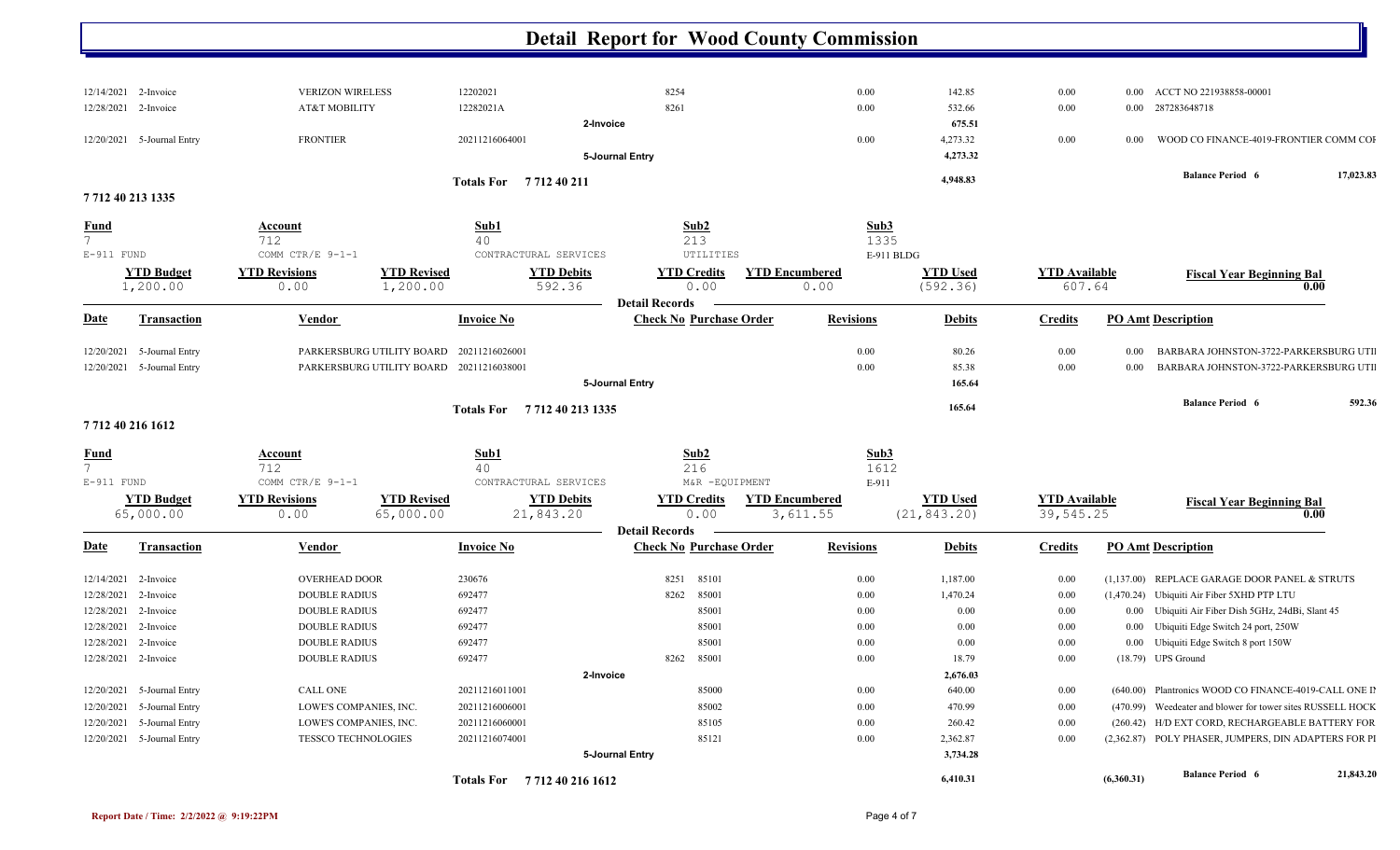# Detail Report for Wood County Commission

| Date | Transaction | Vendor | Invoice No | Check No | Purchase Order | Revisions | Debits | Credits | PO Amt | Description |
|---|---|---|---|---|---|---|---|---|---|---|
| 12/14/2021 | 2-Invoice | VERIZON WIRELESS | 12202021 | 8254 | | 0.00 | 142.85 | 0.00 | 0.00 | ACCT NO 221938858-00001 |
| 12/28/2021 | 2-Invoice | AT&T MOBILITY | 12282021A | 8261 | | 0.00 | 532.66 | 0.00 | 0.00 | 287283648718 |
| | | | 2-Invoice | | | | 675.51 | | | |
| 12/20/2021 | 5-Journal Entry | FRONTIER | 20211216064001 | | | 0.00 | 4,273.32 | 0.00 | 0.00 | WOOD CO FINANCE-4019-FRONTIER COMM COI |
| | | | 5-Journal Entry | | | | 4,273.32 | | | |
| | | | Totals For 7 712 40 211 | | | | 4,948.83 | | | Balance Period 6 17,023.83 |

## 7 712 40 213 1335

| Fund | Account | Sub1 | Sub2 | Sub3 |
|---|---|---|---|---|
| 7 | 712 | 40 | 213 | 1335 |
| E-911 FUND | COMM CTR/E 9-1-1 | CONTRACTURAL SERVICES | UTILITIES | E-911 BLDG |

| YTD Budget | YTD Revisions | YTD Revised | YTD Debits | YTD Credits | YTD Encumbered | YTD Used | YTD Available | Fiscal Year Beginning Bal |
|---|---|---|---|---|---|---|---|---|
| 1,200.00 | 0.00 | 1,200.00 | 592.36 | 0.00 | 0.00 | (592.36) | 607.64 | 0.00 |

**Detail Records**

| Date | Transaction | Vendor | Invoice No | Check No | Purchase Order | Revisions | Debits | Credits | PO Amt | Description |
|---|---|---|---|---|---|---|---|---|---|---|
| 12/20/2021 | 5-Journal Entry | PARKERSBURG UTILITY BOARD | 20211216026001 | | | 0.00 | 80.26 | 0.00 | 0.00 | BARBARA JOHNSTON-3722-PARKERSBURG UTII |
| 12/20/2021 | 5-Journal Entry | PARKERSBURG UTILITY BOARD | 20211216038001 | | | 0.00 | 85.38 | 0.00 | 0.00 | BARBARA JOHNSTON-3722-PARKERSBURG UTII |
| | | | 5-Journal Entry | | | | 165.64 | | | |
| | | | Totals For 7 712 40 213 1335 | | | | 165.64 | | | Balance Period 6 592.36 |

## 7 712 40 216 1612

| Fund | Account | Sub1 | Sub2 | Sub3 |
|---|---|---|---|---|
| 7 | 712 | 40 | 216 | 1612 |
| E-911 FUND | COMM CTR/E 9-1-1 | CONTRACTURAL SERVICES | M&R -EQUIPMENT | E-911 |

| YTD Budget | YTD Revisions | YTD Revised | YTD Debits | YTD Credits | YTD Encumbered | YTD Used | YTD Available | Fiscal Year Beginning Bal |
|---|---|---|---|---|---|---|---|---|
| 65,000.00 | 0.00 | 65,000.00 | 21,843.20 | 0.00 | 3,611.55 | (21,843.20) | 39,545.25 | 0.00 |

**Detail Records**

| Date | Transaction | Vendor | Invoice No | Check No | Purchase Order | Revisions | Debits | Credits | PO Amt | Description |
|---|---|---|---|---|---|---|---|---|---|---|
| 12/14/2021 | 2-Invoice | OVERHEAD DOOR | 230676 | 8251 | 85101 | 0.00 | 1,187.00 | 0.00 | (1,137.00) | REPLACE GARAGE DOOR PANEL & STRUTS |
| 12/28/2021 | 2-Invoice | DOUBLE RADIUS | 692477 | 8262 | 85001 | 0.00 | 1,470.24 | 0.00 | (1,470.24) | Ubiquiti Air Fiber 5XHD PTP LTU |
| 12/28/2021 | 2-Invoice | DOUBLE RADIUS | 692477 | | 85001 | 0.00 | 0.00 | 0.00 | 0.00 | Ubiquiti Air Fiber Dish 5GHz, 24dBi, Slant 45 |
| 12/28/2021 | 2-Invoice | DOUBLE RADIUS | 692477 | | 85001 | 0.00 | 0.00 | 0.00 | 0.00 | Ubiquiti Edge Switch 24 port, 250W |
| 12/28/2021 | 2-Invoice | DOUBLE RADIUS | 692477 | | 85001 | 0.00 | 0.00 | 0.00 | 0.00 | Ubiquiti Edge Switch 8 port 150W |
| 12/28/2021 | 2-Invoice | DOUBLE RADIUS | 692477 | 8262 | 85001 | 0.00 | 18.79 | 0.00 | (18.79) | UPS Ground |
| | | | 2-Invoice | | | | 2,676.03 | | | |
| 12/20/2021 | 5-Journal Entry | CALL ONE | 20211216011001 | | 85000 | 0.00 | 640.00 | 0.00 | (640.00) | Plantronics WOOD CO FINANCE-4019-CALL ONE IN |
| 12/20/2021 | 5-Journal Entry | LOWE'S COMPANIES, INC. | 20211216006001 | | 85002 | 0.00 | 470.99 | 0.00 | (470.99) | Weedeater and blower for tower sites RUSSELL HOCK |
| 12/20/2021 | 5-Journal Entry | LOWE'S COMPANIES, INC. | 20211216060001 | | 85105 | 0.00 | 260.42 | 0.00 | (260.42) | H/D EXT CORD, RECHARGEABLE BATTERY FOR |
| 12/20/2021 | 5-Journal Entry | TESSCO TECHNOLOGIES | 20211216074001 | | 85121 | 0.00 | 2,362.87 | 0.00 | (2,362.87) | POLY PHASER, JUMPERS, DIN ADAPTERS FOR PI |
| | | | 5-Journal Entry | | | | 3,734.28 | | | |
| | | | Totals For 7 712 40 216 1612 | | | | 6,410.31 | | (6,360.31) | Balance Period 6 21,843.20 |

Report Date / Time: 2/2/2022 @ 9:19:22PM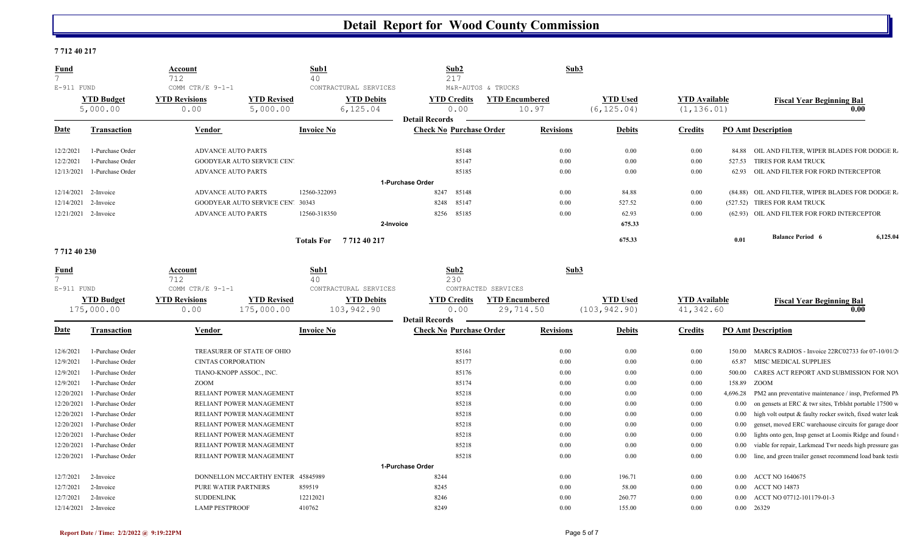# Detail Report for Wood County Commission

**7 712 40 217**

| Fund | Account | Sub1 | Sub2 | Sub3 |
|---|---|---|---|---|
| 7 | 712 | 40 | 217 | |
| E-911 FUND | COMM CTR/E 9-1-1 | CONTRACTURAL SERVICES | M&R-AUTOS & TRUCKS | |

| YTD Budget | YTD Revisions | YTD Revised | YTD Debits | YTD Credits | YTD Encumbered | YTD Used | YTD Available | Fiscal Year Beginning Bal |
|---|---|---|---|---|---|---|---|---|
| 5,000.00 | 0.00 | 5,000.00 | 6,125.04 | 0.00 | 10.97 | (6,125.04) | (1,136.01) | 0.00 |

**Detail Records**

| Date | Transaction | Vendor | Invoice No | Check No | Purchase Order | Revisions | Debits | Credits | PO Amt | Description |
|---|---|---|---|---|---|---|---|---|---|---|
| 12/2/2021 | 1-Purchase Order | ADVANCE AUTO PARTS | | | 85148 | 0.00 | 0.00 | 0.00 | 84.88 | OIL AND FILTER, WIPER BLADES FOR DODGE R. |
| 12/2/2021 | 1-Purchase Order | GOODYEAR AUTO SERVICE CENT | | | 85147 | 0.00 | 0.00 | 0.00 | 527.53 | TIRES FOR RAM TRUCK |
| 12/13/2021 | 1-Purchase Order | ADVANCE AUTO PARTS | | | 85185 | 0.00 | 0.00 | 0.00 | 62.93 | OIL AND FILTER FOR FORD INTERCEPTOR |
| | | | | 1-Purchase Order | | | | | | |
| 12/14/2021 | 2-Invoice | ADVANCE AUTO PARTS | 12560-322093 | 8247 | 85148 | 0.00 | 84.88 | 0.00 | (84.88) | OIL AND FILTER, WIPER BLADES FOR DODGE R. |
| 12/14/2021 | 2-Invoice | GOODYEAR AUTO SERVICE CENT | 30343 | 8248 | 85147 | 0.00 | 527.52 | 0.00 | (527.52) | TIRES FOR RAM TRUCK |
| 12/21/2021 | 2-Invoice | ADVANCE AUTO PARTS | 12560-318350 | 8256 | 85185 | 0.00 | 62.93 | 0.00 | (62.93) | OIL AND FILTER FOR FORD INTERCEPTOR |
| | | | | 2-Invoice | | | 675.33 | | | |
| | | | Totals For 7 712 40 217 | | | | 675.33 | | 0.01 | Balance Period 6 6,125.04 |

**7 712 40 230**

| Fund | Account | Sub1 | Sub2 | Sub3 |
|---|---|---|---|---|
| 7 | 712 | 40 | 230 | |
| E-911 FUND | COMM CTR/E 9-1-1 | CONTRACTURAL SERVICES | CONTRACTED SERVICES | |

| YTD Budget | YTD Revisions | YTD Revised | YTD Debits | YTD Credits | YTD Encumbered | YTD Used | YTD Available | Fiscal Year Beginning Bal |
|---|---|---|---|---|---|---|---|---|
| 175,000.00 | 0.00 | 175,000.00 | 103,942.90 | 0.00 | 29,714.50 | (103,942.90) | 41,342.60 | 0.00 |

**Detail Records**

| Date | Transaction | Vendor | Invoice No | Check No | Purchase Order | Revisions | Debits | Credits | PO Amt | Description |
|---|---|---|---|---|---|---|---|---|---|---|
| 12/6/2021 | 1-Purchase Order | TREASURER OF STATE OF OHIO | | | 85161 | 0.00 | 0.00 | 0.00 | 150.00 | MARCS RADIOS - Invoice 22RC02733 for 07-10/01/2 |
| 12/9/2021 | 1-Purchase Order | CINTAS CORPORATION | | | 85177 | 0.00 | 0.00 | 0.00 | 65.87 | MISC MEDICAL SUPPLIES |
| 12/9/2021 | 1-Purchase Order | TIANO-KNOPP ASSOC., INC. | | | 85176 | 0.00 | 0.00 | 0.00 | 500.00 | CARES ACT REPORT AND SUBMISSION FOR NOV |
| 12/9/2021 | 1-Purchase Order | ZOOM | | | 85174 | 0.00 | 0.00 | 0.00 | 158.89 | ZOOM |
| 12/20/2021 | 1-Purchase Order | RELIANT POWER MANAGEMENT | | | 85218 | 0.00 | 0.00 | 0.00 | 4,696.28 | PM2 ann preventative maintenance / insp, Preformed PM |
| 12/20/2021 | 1-Purchase Order | RELIANT POWER MANAGEMENT | | | 85218 | 0.00 | 0.00 | 0.00 | 0.00 | on gensets at ERC & twr sites, Trblsht portable 17500 w |
| 12/20/2021 | 1-Purchase Order | RELIANT POWER MANAGEMENT | | | 85218 | 0.00 | 0.00 | 0.00 | 0.00 | high volt output & faulty rocker switch, fixed water leak |
| 12/20/2021 | 1-Purchase Order | RELIANT POWER MANAGEMENT | | | 85218 | 0.00 | 0.00 | 0.00 | 0.00 | genset, moved ERC warehaouse circuits for garage door |
| 12/20/2021 | 1-Purchase Order | RELIANT POWER MANAGEMENT | | | 85218 | 0.00 | 0.00 | 0.00 | 0.00 | lights onto gen, Insp genset at Loomis Ridge and found |
| 12/20/2021 | 1-Purchase Order | RELIANT POWER MANAGEMENT | | | 85218 | 0.00 | 0.00 | 0.00 | 0.00 | viable for repair, Larkmead Twr needs high pressure gas |
| 12/20/2021 | 1-Purchase Order | RELIANT POWER MANAGEMENT | | | 85218 | 0.00 | 0.00 | 0.00 | 0.00 | line, and green trailer genset recommend load bank testi |
| | | | | 1-Purchase Order | | | | | | |
| 12/7/2021 | 2-Invoice | DONNELLON MCCARTHY ENTER | 45845989 | 8244 | | 0.00 | 196.71 | 0.00 | 0.00 | ACCT NO 1640675 |
| 12/7/2021 | 2-Invoice | PURE WATER PARTNERS | 859519 | 8245 | | 0.00 | 58.00 | 0.00 | 0.00 | ACCT NO 14873 |
| 12/7/2021 | 2-Invoice | SUDDENLINK | 12212021 | 8246 | | 0.00 | 260.77 | 0.00 | 0.00 | ACCT NO 07712-101179-01-3 |
| 12/14/2021 | 2-Invoice | LAMP PESTPROOF | 410762 | 8249 | | 0.00 | 155.00 | 0.00 | 0.00 | 26329 |

Report Date / Time: 2/2/2022 @ 9:19:22PM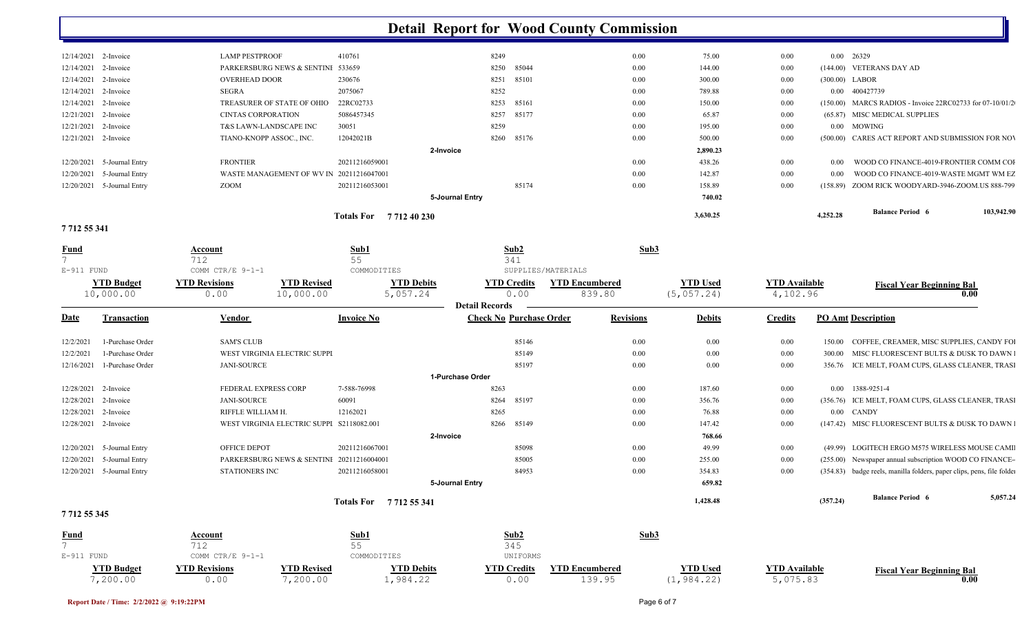# Detail Report for Wood County Commission

| Date | Transaction | Vendor | Invoice No | Check No | Purchase Order | Revisions | Debits | Credits | PO Amt | Description |
|---|---|---|---|---|---|---|---|---|---|---|
| 12/14/2021 | 2-Invoice | LAMP PESTPROOF | 410761 | 8249 | | 0.00 | 75.00 | 0.00 | 0.00 | 26329 |
| 12/14/2021 | 2-Invoice | PARKERSBURG NEWS & SENTINI | 533659 | 8250 | 85044 | 0.00 | 144.00 | 0.00 | (144.00) | VETERANS DAY AD |
| 12/14/2021 | 2-Invoice | OVERHEAD DOOR | 230676 | 8251 | 85101 | 0.00 | 300.00 | 0.00 | (300.00) | LABOR |
| 12/14/2021 | 2-Invoice | SEGRA | 2075067 | 8252 | | 0.00 | 789.88 | 0.00 | 0.00 | 400427739 |
| 12/14/2021 | 2-Invoice | TREASURER OF STATE OF OHIO | 22RC02733 | 8253 | 85161 | 0.00 | 150.00 | 0.00 | (150.00) | MARCS RADIOS - Invoice 22RC02733 for 07-10/01/2 |
| 12/21/2021 | 2-Invoice | CINTAS CORPORATION | 5086457345 | 8257 | 85177 | 0.00 | 65.87 | 0.00 | (65.87) | MISC MEDICAL SUPPLIES |
| 12/21/2021 | 2-Invoice | T&S LAWN-LANDSCAPE INC | 30051 | 8259 | | 0.00 | 195.00 | 0.00 | 0.00 | MOWING |
| 12/21/2021 | 2-Invoice | TIANO-KNOPP ASSOC., INC. | 12042021B | 8260 | 85176 | 0.00 | 500.00 | 0.00 | (500.00) | CARES ACT REPORT AND SUBMISSION FOR NOV |
| | | | 2-Invoice | | | | 2,890.23 | | | |
| 12/20/2021 | 5-Journal Entry | FRONTIER | 20211216059001 | | | 0.00 | 438.26 | 0.00 | 0.00 | WOOD CO FINANCE-4019-FRONTIER COMM COF |
| 12/20/2021 | 5-Journal Entry | WASTE MANAGEMENT OF WV IN | 20211216047001 | | | 0.00 | 142.87 | 0.00 | 0.00 | WOOD CO FINANCE-4019-WASTE MGMT WM EZ |
| 12/20/2021 | 5-Journal Entry | ZOOM | 20211216053001 | | 85174 | 0.00 | 158.89 | 0.00 | (158.89) | ZOOM RICK WOODYARD-3946-ZOOM.US 888-799 |
| | | | 5-Journal Entry | | | | 740.02 | | | |
| | | | Totals For 7 712 40 230 | | | | 3,630.25 | | 4,252.28 | Balance Period 6 103,942.90 |

## 7 712 55 341

| Fund | Account | Sub1 | Sub2 | Sub3 |
|---|---|---|---|---|
| 7 | 712 | 55 | 341 | |
| E-911 FUND | COMM CTR/E 9-1-1 | COMMODITIES | SUPPLIES/MATERIALS | |

| YTD Budget | YTD Revisions | YTD Revised | YTD Debits | YTD Credits | YTD Encumbered | YTD Used | YTD Available | Fiscal Year Beginning Bal |
|---|---|---|---|---|---|---|---|---|
| 10,000.00 | 0.00 | 10,000.00 | 5,057.24 | 0.00 | 839.80 | (5,057.24) | 4,102.96 | 0.00 |

**Detail Records**

| Date | Transaction | Vendor | Invoice No | Check No | Purchase Order | Revisions | Debits | Credits | PO Amt | Description |
|---|---|---|---|---|---|---|---|---|---|---|
| 12/2/2021 | 1-Purchase Order | SAM'S CLUB | | | 85146 | 0.00 | 0.00 | 0.00 | 150.00 | COFFEE, CREAMER, MISC SUPPLIES, CANDY FOI |
| 12/2/2021 | 1-Purchase Order | WEST VIRGINIA ELECTRIC SUPPI | | | 85149 | 0.00 | 0.00 | 0.00 | 300.00 | MISC FLUORESCENT BULTS & DUSK TO DAWN I |
| 12/16/2021 | 1-Purchase Order | JANI-SOURCE | | | 85197 | 0.00 | 0.00 | 0.00 | 356.76 | ICE MELT, FOAM CUPS, GLASS CLEANER, TRASI |
| | | | 1-Purchase Order | | | | | | | |
| 12/28/2021 | 2-Invoice | FEDERAL EXPRESS CORP | 7-588-76998 | 8263 | | 0.00 | 187.60 | 0.00 | 0.00 | 1388-9251-4 |
| 12/28/2021 | 2-Invoice | JANI-SOURCE | 60091 | 8264 | 85197 | 0.00 | 356.76 | 0.00 | (356.76) | ICE MELT, FOAM CUPS, GLASS CLEANER, TRASI |
| 12/28/2021 | 2-Invoice | RIFFLE WILLIAM H. | 12162021 | 8265 | | 0.00 | 76.88 | 0.00 | 0.00 | CANDY |
| 12/28/2021 | 2-Invoice | WEST VIRGINIA ELECTRIC SUPPI | S2118082.001 | 8266 | 85149 | 0.00 | 147.42 | 0.00 | (147.42) | MISC FLUORESCENT BULTS & DUSK TO DAWN I |
| | | | 2-Invoice | | | | 768.66 | | | |
| 12/20/2021 | 5-Journal Entry | OFFICE DEPOT | 20211216067001 | | 85098 | 0.00 | 49.99 | 0.00 | (49.99) | LOGITECH ERGO M575 WIRELESS MOUSE CAMI |
| 12/20/2021 | 5-Journal Entry | PARKERSBURG NEWS & SENTINI | 20211216004001 | | 85005 | 0.00 | 255.00 | 0.00 | (255.00) | Newspaper annual subscription WOOD CO FINANCE- |
| 12/20/2021 | 5-Journal Entry | STATIONERS INC | 20211216058001 | | 84953 | 0.00 | 354.83 | 0.00 | (354.83) | badge reels, manilla folders, paper clips, pens, file folde |
| | | | 5-Journal Entry | | | | 659.82 | | | |
| | | | Totals For 7 712 55 341 | | | | 1,428.48 | | (357.24) | Balance Period 6 5,057.24 |

## 7 712 55 345

| Fund | Account | Sub1 | Sub2 | Sub3 |
|---|---|---|---|---|
| 7 | 712 | 55 | 345 | |
| E-911 FUND | COMM CTR/E 9-1-1 | COMMODITIES | UNIFORMS | |

| YTD Budget | YTD Revisions | YTD Revised | YTD Debits | YTD Credits | YTD Encumbered | YTD Used | YTD Available | Fiscal Year Beginning Bal |
|---|---|---|---|---|---|---|---|---|
| 7,200.00 | 0.00 | 7,200.00 | 1,984.22 | 0.00 | 139.95 | (1,984.22) | 5,075.83 | 0.00 |

Report Date / Time: 2/2/2022 @ 9:19:22PM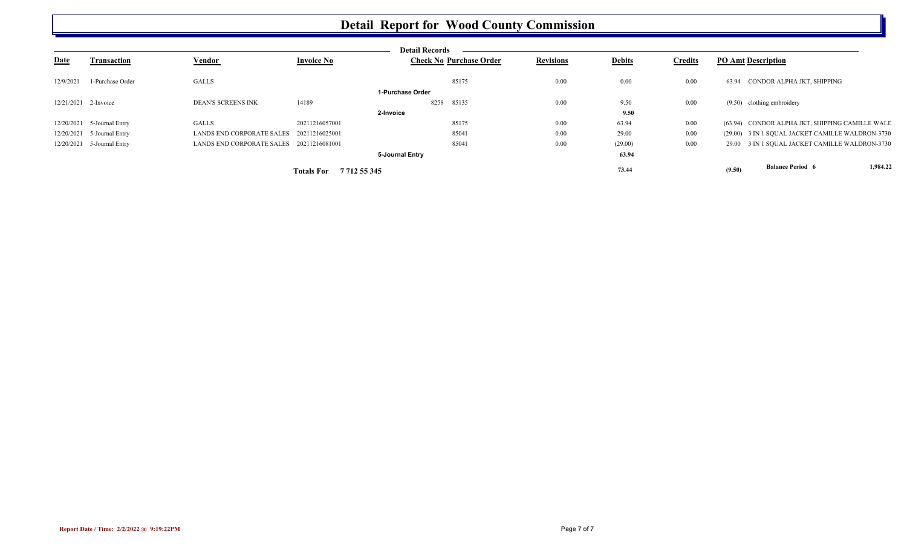# Detail Report for Wood County Commission

**Detail Records**

| Date | Transaction | Vendor | Invoice No | Check No | Purchase Order | Revisions | Debits | Credits | PO Amt | Description |
|---|---|---|---|---|---|---|---|---|---|---|
| 12/9/2021 | 1-Purchase Order | GALLS | | | 85175 | 0.00 | 0.00 | 0.00 | 63.94 | CONDOR ALPHA JKT, SHIPPING |
| | | | | **1-Purchase Order** | | | | | | |
| 12/21/2021 | 2-Invoice | DEAN'S SCREENS INK | 14189 | 8258 | 85135 | 0.00 | 9.50 | 0.00 | (9.50) | clothing embroidery |
| | | | | **2-Invoice** | | | **9.50** | | | |
| 12/20/2021 | 5-Journal Entry | GALLS | 20211216057001 | | 85175 | 0.00 | 63.94 | 0.00 | (63.94) | CONDOR ALPHA JKT, SHIPPING CAMILLE WALD |
| 12/20/2021 | 5-Journal Entry | LANDS END CORPORATE SALES | 20211216025001 | | 85041 | 0.00 | 29.00 | 0.00 | (29.00) | 3 IN 1 SQUAL JACKET CAMILLE WALDRON-3730 |
| 12/20/2021 | 5-Journal Entry | LANDS END CORPORATE SALES | 20211216081001 | | 85041 | 0.00 | (29.00) | 0.00 | 29.00 | 3 IN 1 SQUAL JACKET CAMILLE WALDRON-3730 |
| | | | | **5-Journal Entry** | | | **63.94** | | | |
| | | | **Totals For 7 712 55 345** | | | | **73.44** | | **(9.50)** | **Balance Period 6** **1,984.22** |

**Report Date / Time: 2/2/2022 @ 9:19:22PM**